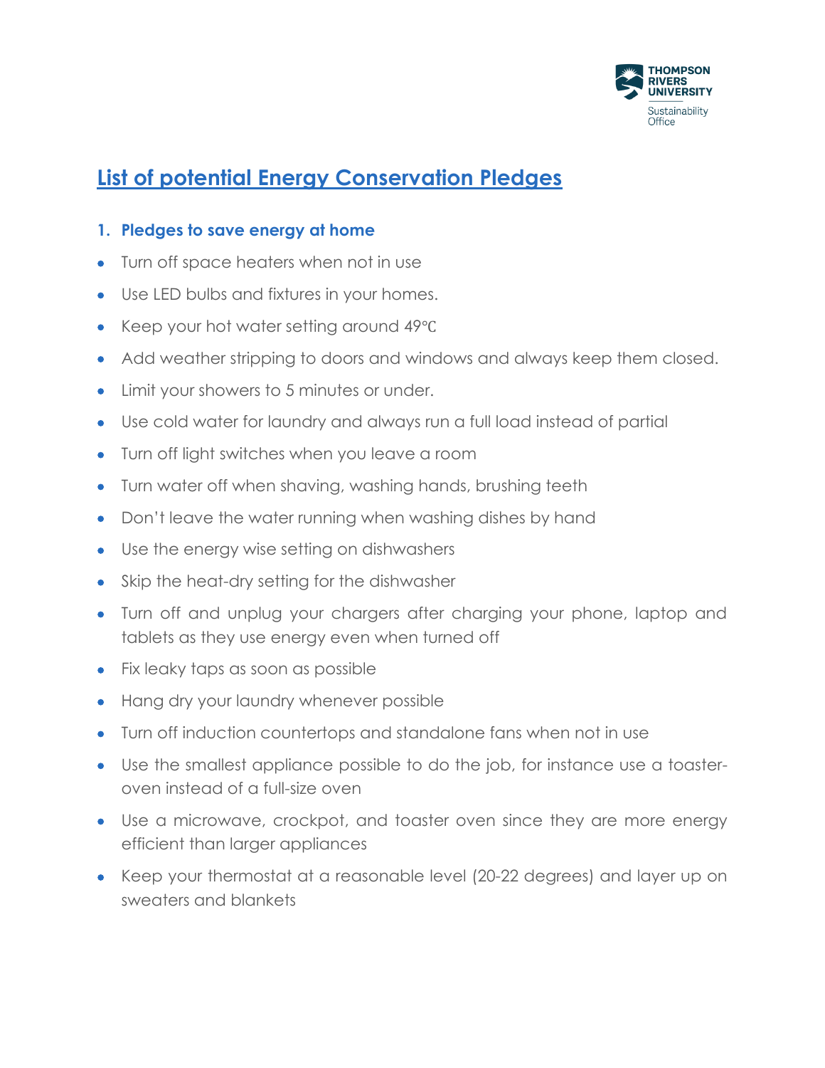# List of potential Energy Conservation Pledges

## 1. Pledges to save energy at home

- Turn off space heaters when not in use
- Use LED bulbs and fixtures in your homes.
- Keep your hot water setting around 49℃
- Add weather stripping to doors and windows and always keep them closed.
- Limit your showers to 5 minutes or under.
- Use cold water for laundry and always run a full load instead of partial
- Turn off light switches when you leave a room
- Turn water off when shaving, washing hands, brushing teeth
- Don't leave the water running when washing dishes by hand
- Use the energy wise setting on dishwashers
- Skip the heat-dry setting for the dishwasher
- Turn off and unplug your chargers after charging your phone, laptop and tablets as they use energy even when turned off
- Fix leaky taps as soon as possible
- Hang dry your laundry whenever possible
- Turn off induction countertops and standalone fans when not in use
- Use the smallest appliance possible to do the job, for instance use a toaster-oven instead of a full-size oven
- Use a microwave, crockpot, and toaster oven since they are more energy efficient than larger appliances
- Keep your thermostat at a reasonable level (20-22 degrees) and layer up on sweaters and blankets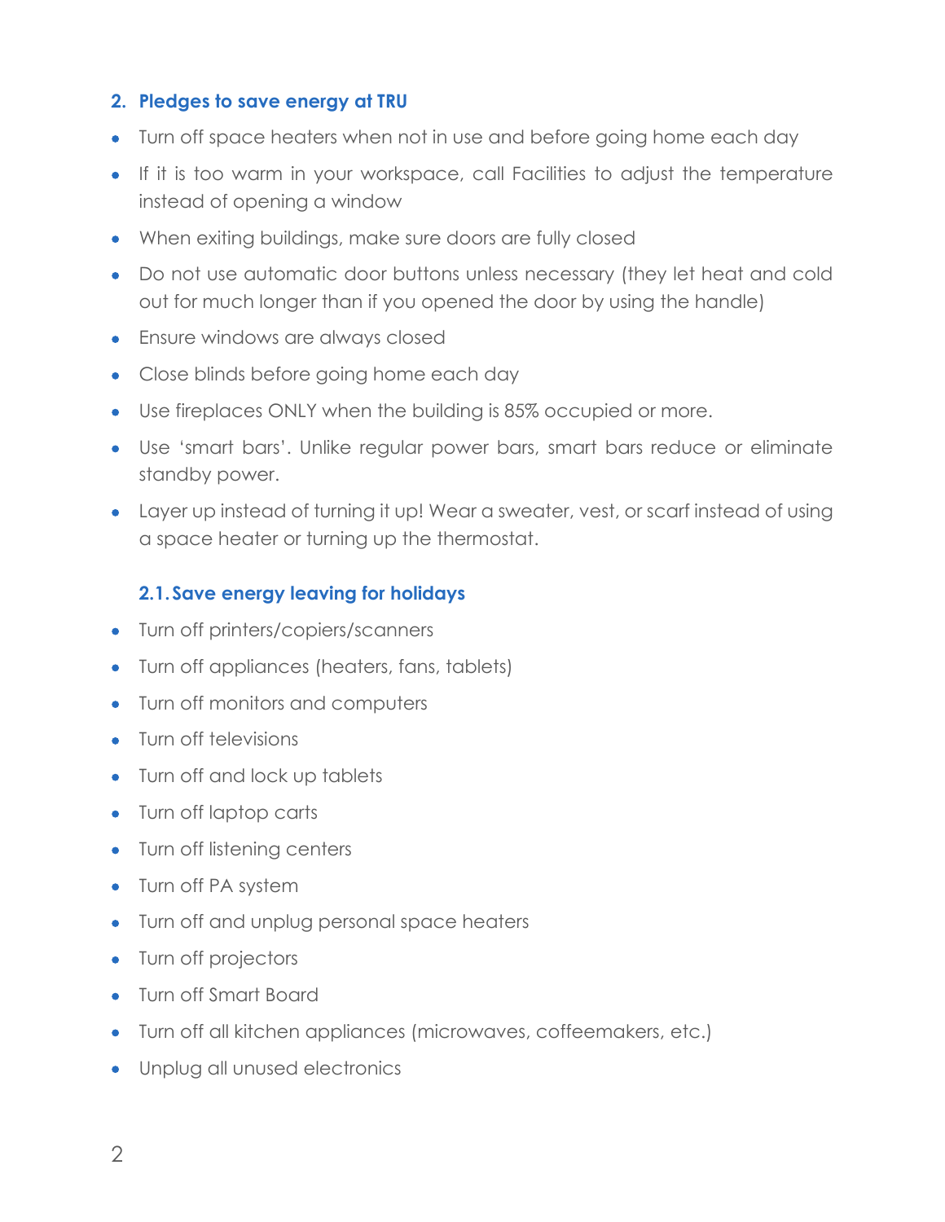## 2. Pledges to save energy at TRU

- Turn off space heaters when not in use and before going home each day
- If it is too warm in your workspace, call Facilities to adjust the temperature instead of opening a window
- When exiting buildings, make sure doors are fully closed
- Do not use automatic door buttons unless necessary (they let heat and cold out for much longer than if you opened the door by using the handle)
- Ensure windows are always closed
- Close blinds before going home each day
- Use fireplaces ONLY when the building is 85% occupied or more.
- Use 'smart bars'. Unlike regular power bars, smart bars reduce or eliminate standby power.
- Layer up instead of turning it up! Wear a sweater, vest, or scarf instead of using a space heater or turning up the thermostat.

### 2.1. Save energy leaving for holidays

- Turn off printers/copiers/scanners
- Turn off appliances (heaters, fans, tablets)
- Turn off monitors and computers
- Turn off televisions
- Turn off and lock up tablets
- Turn off laptop carts
- Turn off listening centers
- Turn off PA system
- Turn off and unplug personal space heaters
- Turn off projectors
- Turn off Smart Board
- Turn off all kitchen appliances (microwaves, coffeemakers, etc.)
- Unplug all unused electronics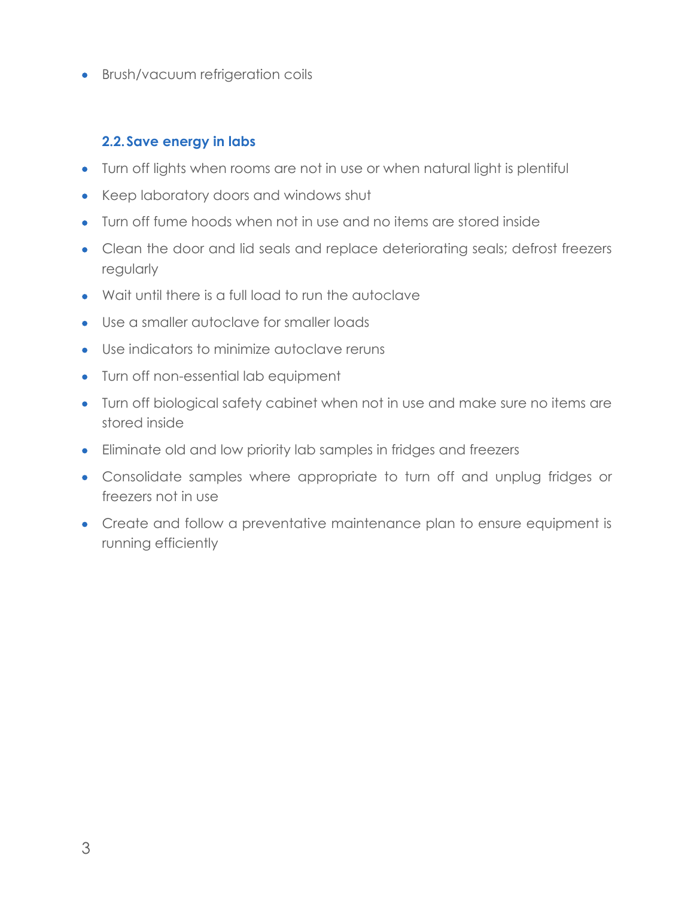- Brush/vacuum refrigeration coils

### 2.2. Save energy in labs

- Turn off lights when rooms are not in use or when natural light is plentiful
- Keep laboratory doors and windows shut
- Turn off fume hoods when not in use and no items are stored inside
- Clean the door and lid seals and replace deteriorating seals; defrost freezers regularly
- Wait until there is a full load to run the autoclave
- Use a smaller autoclave for smaller loads
- Use indicators to minimize autoclave reruns
- Turn off non-essential lab equipment
- Turn off biological safety cabinet when not in use and make sure no items are stored inside
- Eliminate old and low priority lab samples in fridges and freezers
- Consolidate samples where appropriate to turn off and unplug fridges or freezers not in use
- Create and follow a preventative maintenance plan to ensure equipment is running efficiently